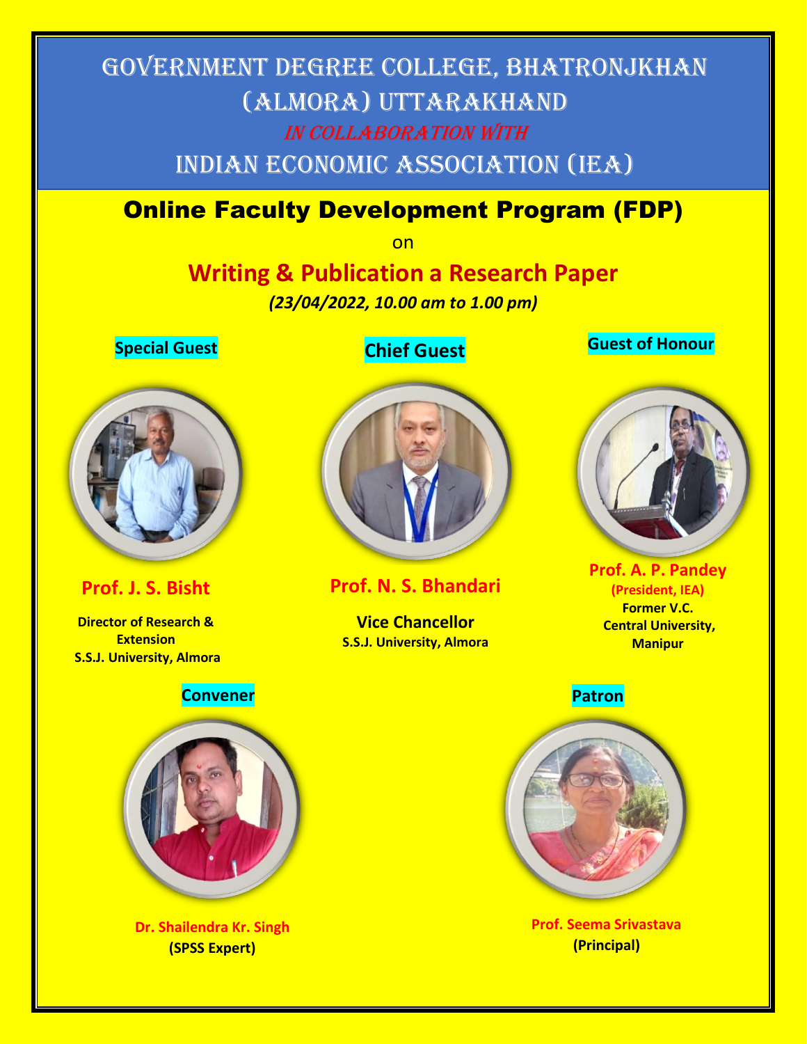# Government Degree College, Bhatronjkhan (Almora) Uttarakhand

*In Collaboration with*

## Indian Economic Association (IEA)

## Online Faculty Development Program (FDP)

on

## Writing & Publication a Research Paper

***(23/04/2022, 10.00 am to 1.00 pm)***

**Special Guest**

**Prof. J. S. Bisht**

**Director of Research & Extension**
**S.S.J. University, Almora**

**Chief Guest**

**Prof. N. S. Bhandari**

**Vice Chancellor**
**S.S.J. University, Almora**

**Guest of Honour**

**Prof. A. P. Pandey**
**(President, IEA)**
**Former V.C.**
**Central University, Manipur**

**Convener**

**Dr. Shailendra Kr. Singh**
**(SPSS Expert)**

**Patron**

**Prof. Seema Srivastava**
**(Principal)**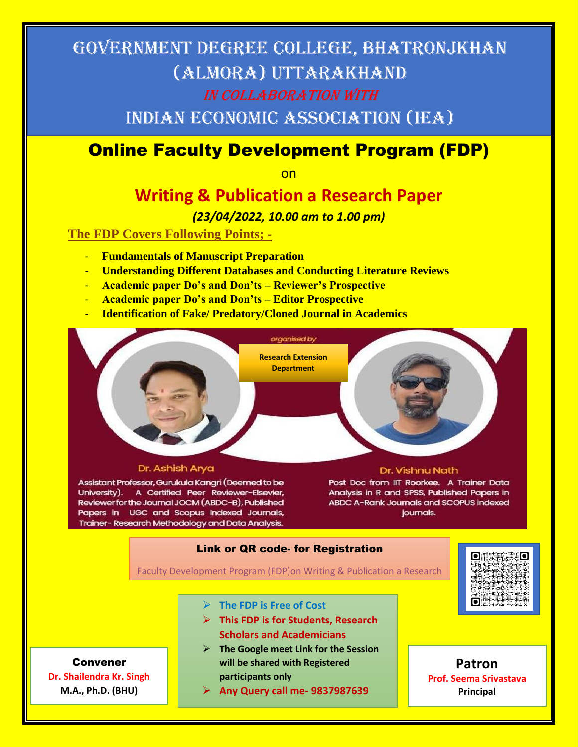# GOVERNMENT DEGREE COLLEGE, BHATRONJKHAN (ALMORA) UTTARAKHAND

*IN COLLABORATION WITH*

# INDIAN ECONOMIC ASSOCIATION (IEA)

## Online Faculty Development Program (FDP)

on

## Writing & Publication a Research Paper

***(23/04/2022, 10.00 am to 1.00 pm)***

**The FDP Covers Following Points; -**

- **Fundamentals of Manuscript Preparation**
- **Understanding Different Databases and Conducting Literature Reviews**
- **Academic paper Do's and Don'ts – Reviewer's Prospective**
- **Academic paper Do's and Don'ts – Editor Prospective**
- **Identification of Fake/ Predatory/Cloned Journal in Academics**

*organised by*

**Research Extension Department**

**Dr. Ashish Arya**

Assistant Professor, Gurukula Kangri (Deemed to be University). A Certified Peer Reviewer-Elsevier, Reviewer for the Journal JOCM (ABDC-B), Published Papers in UGC and Scopus Indexed Journals, Trainer- Research Methodology and Data Analysis.

**Dr. Vishnu Nath**

Post Doc from IIT Roorkee. A Trainer Data Analysis in R and SPSS, Published Papers in ABDC A-Rank Journals and SCOPUS indexed journals.

**Link or QR code- for Registration**

Faculty Development Program (FDP)on Writing & Publication a Research

- **The FDP is Free of Cost**
- **This FDP is for Students, Research Scholars and Academicians**
- **The Google meet Link for the Session will be shared with Registered participants only**
- **Any Query call me- 9837987639**

**Convener**
**Dr. Shailendra Kr. Singh**
**M.A., Ph.D. (BHU)**

**Patron**
**Prof. Seema Srivastava**
**Principal**